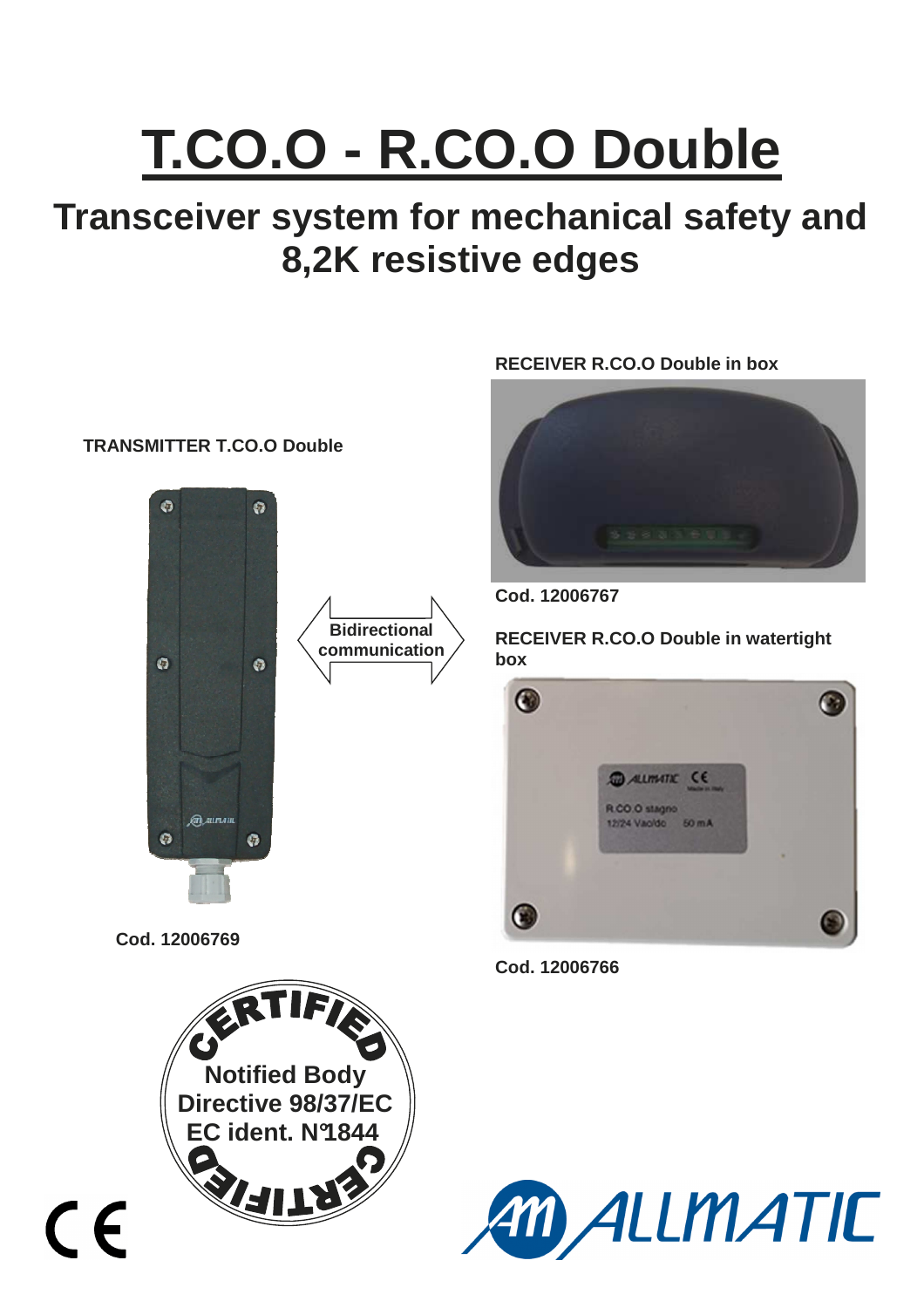# T.CO.O - R.CO.O Double

## Transceiver system for mechanical safety and 8,2K resistive edges

**TRANSMITTER T.CO.O Double**

Bidirectional communication

**Cod. 12006769**

**RECEIVER R.CO.O Double in box**

**Cod. 12006767**

**RECEIVER R.CO.O Double in watertight box**

**Cod. 12006766**

CERTIFIED

Notified Body
Directive 98/37/EC
EC ident. N°1844

CERTIFIED

CE

ALLMATIC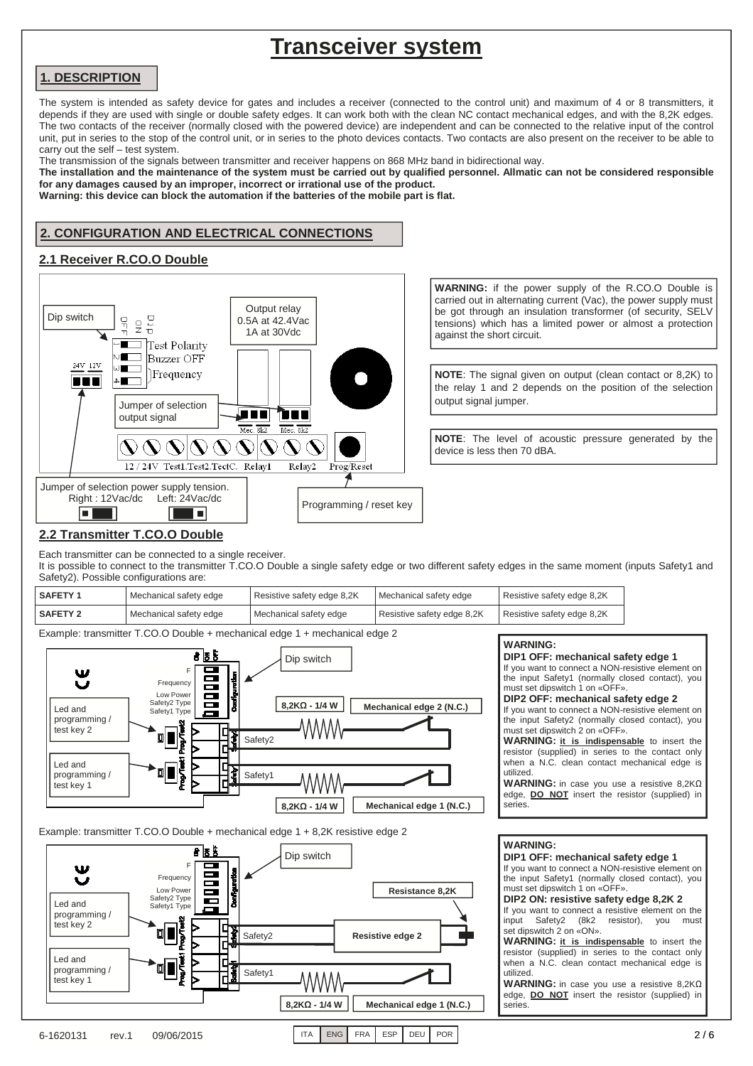# Transceiver system

## 1. DESCRIPTION

The system is intended as safety device for gates and includes a receiver (connected to the control unit) and maximum of 4 or 8 transmitters, it depends if they are used with single or double safety edges. It can work both with the clean NC contact mechanical edges, and with the 8,2K edges. The two contacts of the receiver (normally closed with the powered device) are independent and can be connected to the relative input of the control unit, put in series to the stop of the control unit, or in series to the photo devices contacts. Two contacts are also present on the receiver to be able to carry out the self – test system.

The transmission of the signals between transmitter and receiver happens on 868 MHz band in bidirectional way.

**The installation and the maintenance of the system must be carried out by qualified personnel. Allmatic can not be considered responsible for any damages caused by an improper, incorrect or irrational use of the product.**

**Warning: this device can block the automation if the batteries of the mobile part is flat.**

## 2. CONFIGURATION AND ELECTRICAL CONNECTIONS

### 2.1 Receiver R.CO.O Double

Dip switch: 1 Test Polarity, 2 Buzzer OFF, 3–4 Frequency

Output relay 0.5A at 42.4Vac 1A at 30Vdc

Jumper of selection output signal (Mec. 8k2 / Mec. 8k2)

Terminals: 12 / 24V Test1.Test2.TestC. Relay1 Relay2 Prog/Reset

Jumper of selection power supply tension. Right : 12Vac/dc Left: 24Vac/dc

Programming / reset key

**WARNING:** if the power supply of the R.CO.O Double is carried out in alternating current (Vac), the power supply must be got through an insulation transformer (of security, SELV tensions) which has a limited power or almost a protection against the short circuit.

**NOTE**: The signal given on output (clean contact or 8,2K) to the relay 1 and 2 depends on the position of the selection output signal jumper.

**NOTE**: The level of acoustic pressure generated by the device is less then 70 dBA.

### 2.2 Transmitter T.CO.O Double

Each transmitter can be connected to a single receiver.

It is possible to connect to the transmitter T.CO.O Double a single safety edge or two different safety edges in the same moment (inputs Safety1 and Safety2). Possible configurations are:

| SAFETY 1 | Mechanical safety edge | Resistive safety edge 8,2K | Mechanical safety edge | Resistive safety edge 8,2K |
|---|---|---|---|---|
| SAFETY 2 | Mechanical safety edge | Mechanical safety edge | Resistive safety edge 8,2K | Resistive safety edge 8,2K |

Example: transmitter T.CO.O Double + mechanical edge 1 + mechanical edge 2

Dip switch (Configuration): F, Frequency, Low Power, Safety2 Type, Safety1 Type

Led and programming / test key 2 — Led and programming / test key 1

Safety2: 8,2KΩ - 1/4 W — Mechanical edge 2 (N.C.)

Safety1: 8,2KΩ - 1/4 W — Mechanical edge 1 (N.C.)

**WARNING:**
**DIP1 OFF: mechanical safety edge 1**
If you want to connect a NON-resistive element on the input Safety1 (normally closed contact), you must set dipswitch 1 on «OFF».
**DIP2 OFF: mechanical safety edge 2**
If you want to connect a NON-resistive element on the input Safety2 (normally closed contact), you must set dipswitch 2 on «OFF».
**WARNING: it is indispensable** to insert the resistor (supplied) in series to the contact only when a N.C. clean contact mechanical edge is utilized.
**WARNING:** in case you use a resistive 8,2KΩ edge, **DO NOT** insert the resistor (supplied) in series.

Example: transmitter T.CO.O Double + mechanical edge 1 + 8,2K resistive edge 2

Dip switch (Configuration): F, Frequency, Low Power, Safety2 Type, Safety1 Type

Led and programming / test key 2 — Led and programming / test key 1

Safety2: Resistive edge 2 — Resistance 8,2K

Safety1: 8,2KΩ - 1/4 W — Mechanical edge 1 (N.C.)

**WARNING:**
**DIP1 OFF: mechanical safety edge 1**
If you want to connect a NON-resistive element on the input Safety1 (normally closed contact), you must set dipswitch 1 on «OFF».
**DIP2 ON: resistive safety edge 8,2K 2**
If you want to connect a resistive element on the input Safety2 (8k2 resistor), you must set dipswitch 2 on «ON».
**WARNING: it is indispensable** to insert the resistor (supplied) in series to the contact only when a N.C. clean contact mechanical edge is utilized.
**WARNING:** in case you use a resistive 8,2KΩ edge, **DO NOT** insert the resistor (supplied) in series.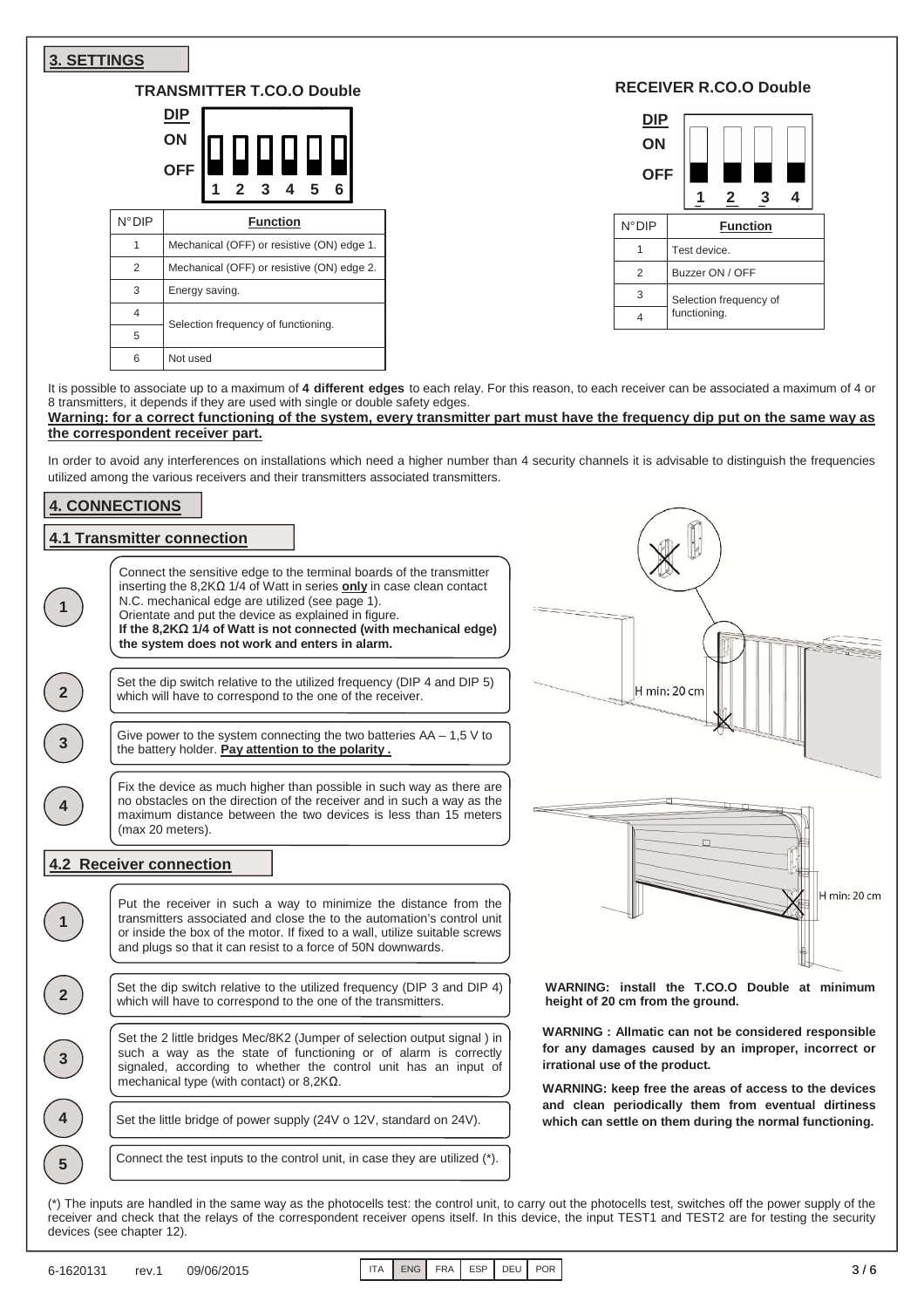## 3. SETTINGS

### TRANSMITTER T.CO.O Double

DIP
ON
OFF
1 2 3 4 5 6

| N°DIP | Function |
|---|---|
| 1 | Mechanical (OFF) or resistive (ON) edge 1. |
| 2 | Mechanical (OFF) or resistive (ON) edge 2. |
| 3 | Energy saving. |
| 4 | Selection frequency of functioning. |
| 5 | |
| 6 | Not used |

### RECEIVER R.CO.O Double

DIP
ON
OFF
1 2 3 4

| N°DIP | Function |
|---|---|
| 1 | Test device. |
| 2 | Buzzer ON / OFF |
| 3 | Selection frequency of functioning. |
| 4 | |

It is possible to associate up to a maximum of **4 different edges** to each relay. For this reason, to each receiver can be associated a maximum of 4 or 8 transmitters, it depends if they are used with single or double safety edges.

**Warning: for a correct functioning of the system, every transmitter part must have the frequency dip put on the same way as the correspondent receiver part.**

In order to avoid any interferences on installations which need a higher number than 4 security channels it is advisable to distinguish the frequencies utilized among the various receivers and their transmitters associated transmitters.

## 4. CONNECTIONS

### 4.1 Transmitter connection

1. Connect the sensitive edge to the terminal boards of the transmitter inserting the 8,2KΩ 1/4 of Watt in series **only** in case clean contact N.C. mechanical edge are utilized (see page 1). Orientate and put the device as explained in figure. **If the 8,2KΩ 1/4 of Watt is not connected (with mechanical edge) the system does not work and enters in alarm.**
2. Set the dip switch relative to the utilized frequency (DIP 4 and DIP 5) which will have to correspond to the one of the receiver.
3. Give power to the system connecting the two batteries AA – 1,5 V to the battery holder. **Pay attention to the polarity .**
4. Fix the device as much higher than possible in such way as there are no obstacles on the direction of the receiver and in such a way as the maximum distance between the two devices is less than 15 meters (max 20 meters).

### 4.2 Receiver connection

1. Put the receiver in such a way to minimize the distance from the transmitters associated and close the to the automation's control unit or inside the box of the motor. If fixed to a wall, utilize suitable screws and plugs so that it can resist to a force of 50N downwards.
2. Set the dip switch relative to the utilized frequency (DIP 3 and DIP 4) which will have to correspond to the one of the transmitters.
3. Set the 2 little bridges Mec/8K2 (Jumper of selection output signal ) in such a way as the state of functioning or of alarm is correctly signaled, according to whether the control unit has an input of mechanical type (with contact) or 8,2KΩ.
4. Set the little bridge of power supply (24V o 12V, standard on 24V).
5. Connect the test inputs to the control unit, in case they are utilized (*).

H min: 20 cm

H min: 20 cm

**WARNING: install the T.CO.O Double at minimum height of 20 cm from the ground.**

**WARNING : Allmatic can not be considered responsible for any damages caused by an improper, incorrect or irrational use of the product.**

**WARNING: keep free the areas of access to the devices and clean periodically them from eventual dirtiness which can settle on them during the normal functioning.**

(*) The inputs are handled in the same way as the photocells test: the control unit, to carry out the photocells test, switches off the power supply of the receiver and check that the relays of the correspondent receiver opens itself. In this device, the input TEST1 and TEST2 are for testing the security devices (see chapter 12).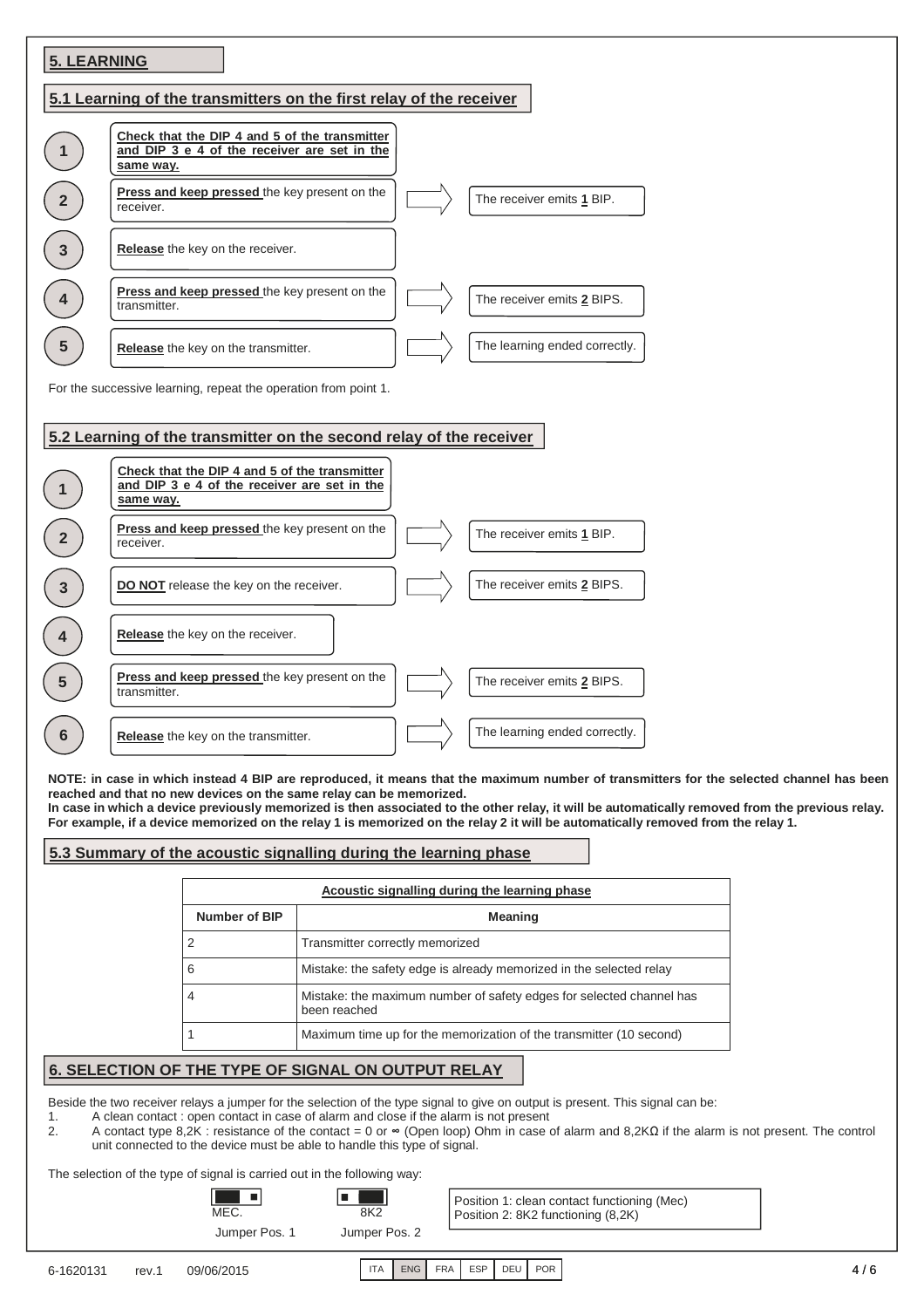## 5. LEARNING

### 5.1 Learning of the transmitters on the first relay of the receiver

| Step | Action | Result |
|---|---|---|
| 1 | **Check that the DIP 4 and 5 of the transmitter and DIP 3 e 4 of the receiver are set in the same way.** | |
| 2 | **Press and keep pressed** the key present on the receiver. | The receiver emits **1** BIP. |
| 3 | **Release** the key on the receiver. | |
| 4 | **Press and keep pressed** the key present on the transmitter. | The receiver emits **2** BIPS. |
| 5 | **Release** the key on the transmitter. | The learning ended correctly. |

For the successive learning, repeat the operation from point 1.

### 5.2 Learning of the transmitter on the second relay of the receiver

| Step | Action | Result |
|---|---|---|
| 1 | **Check that the DIP 4 and 5 of the transmitter and DIP 3 e 4 of the receiver are set in the same way.** | |
| 2 | **Press and keep pressed** the key present on the receiver. | The receiver emits **1** BIP. |
| 3 | **DO NOT** release the key on the receiver. | The receiver emits **2** BIPS. |
| 4 | **Release** the key on the receiver. | |
| 5 | **Press and keep pressed** the key present on the transmitter. | The receiver emits **2** BIPS. |
| 6 | **Release** the key on the transmitter. | The learning ended correctly. |

**NOTE: in case in which instead 4 BIP are reproduced, it means that the maximum number of transmitters for the selected channel has been reached and that no new devices on the same relay can be memorized.**
**In case in which a device previously memorized is then associated to the other relay, it will be automatically removed from the previous relay. For example, if a device memorized on the relay 1 is memorized on the relay 2 it will be automatically removed from the relay 1.**

### 5.3 Summary of the acoustic signalling during the learning phase

| Acoustic signalling during the learning phase | |
|---|---|
| **Number of BIP** | **Meaning** |
| 2 | Transmitter correctly memorized |
| 6 | Mistake: the safety edge is already memorized in the selected relay |
| 4 | Mistake: the maximum number of safety edges for selected channel has been reached |
| 1 | Maximum time up for the memorization of the transmitter (10 second) |

## 6. SELECTION OF THE TYPE OF SIGNAL ON OUTPUT RELAY

Beside the two receiver relays a jumper for the selection of the type signal to give on output is present. This signal can be:

1. A clean contact : open contact in case of alarm and close if the alarm is not present
2. A contact type 8,2K : resistance of the contact = 0 or ∞ (Open loop) Ohm in case of alarm and 8,2KΩ if the alarm is not present. The control unit connected to the device must be able to handle this type of signal.

The selection of the type of signal is carried out in the following way:

MEC. — Jumper Pos. 1
8K2 — Jumper Pos. 2

Position 1: clean contact functioning (Mec)
Position 2: 8K2 functioning (8,2K)

6-1620131 rev.1 09/06/2015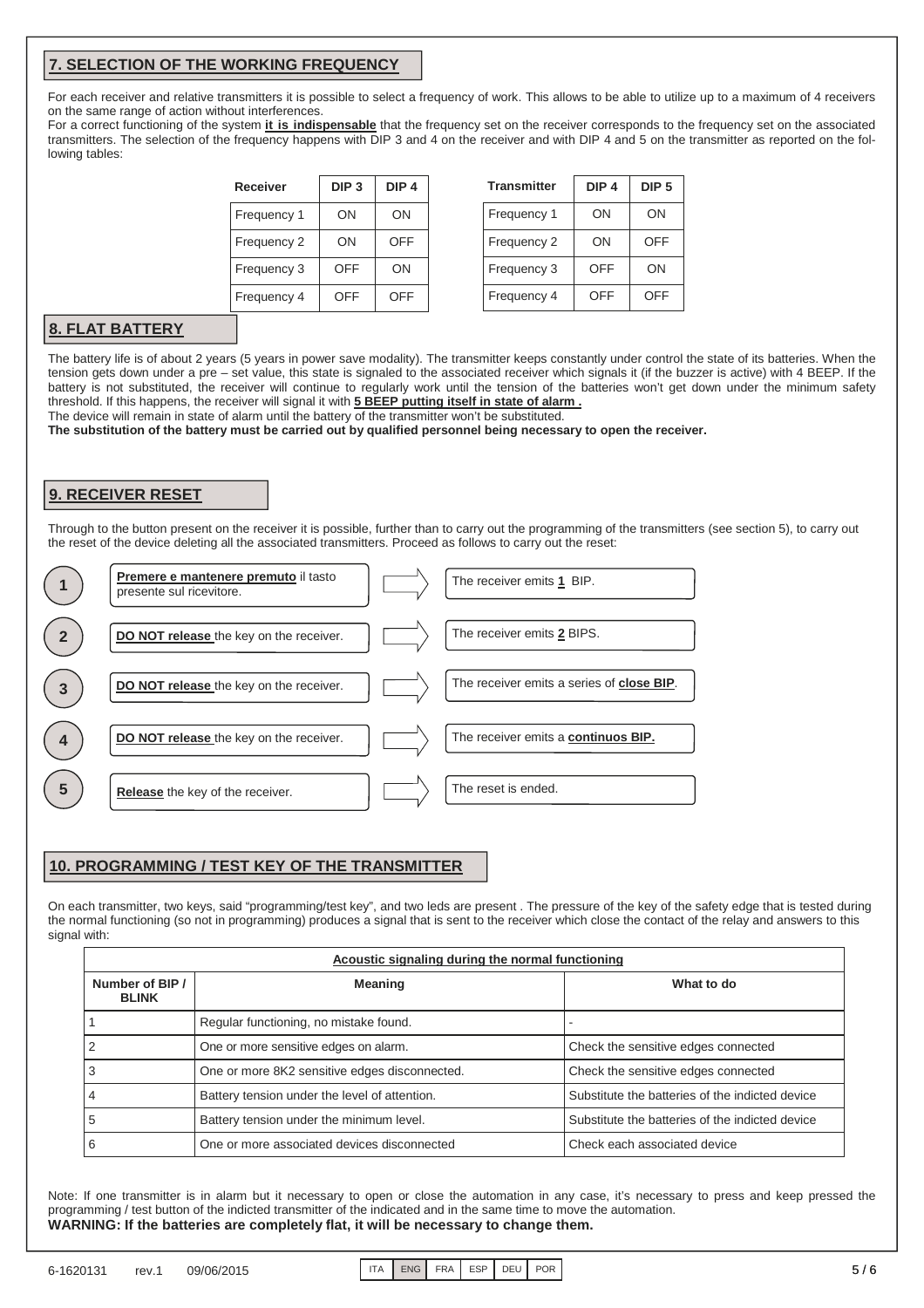## 7. SELECTION OF THE WORKING FREQUENCY

For each receiver and relative transmitters it is possible to select a frequency of work. This allows to be able to utilize up to a maximum of 4 receivers on the same range of action without interferences.
For a correct functioning of the system **it is indispensable** that the frequency set on the receiver corresponds to the frequency set on the associated transmitters. The selection of the frequency happens with DIP 3 and 4 on the receiver and with DIP 4 and 5 on the transmitter as reported on the following tables:

| Receiver | DIP 3 | DIP 4 |
|---|---|---|
| Frequency 1 | ON | ON |
| Frequency 2 | ON | OFF |
| Frequency 3 | OFF | ON |
| Frequency 4 | OFF | OFF |

| Transmitter | DIP 4 | DIP 5 |
|---|---|---|
| Frequency 1 | ON | ON |
| Frequency 2 | ON | OFF |
| Frequency 3 | OFF | ON |
| Frequency 4 | OFF | OFF |

## 8. FLAT BATTERY

The battery life is of about 2 years (5 years in power save modality). The transmitter keeps constantly under control the state of its batteries. When the tension gets down under a pre – set value, this state is signaled to the associated receiver which signals it (if the buzzer is active) with 4 BEEP. If the battery is not substituted, the receiver will continue to regularly work until the tension of the batteries won't get down under the minimum safety threshold. If this happens, the receiver will signal it with **5 BEEP putting itself in state of alarm .**
The device will remain in state of alarm until the battery of the transmitter won't be substituted.
**The substitution of the battery must be carried out by qualified personnel being necessary to open the receiver.**

## 9. RECEIVER RESET

Through to the button present on the receiver it is possible, further than to carry out the programming of the transmitters (see section 5), to carry out the reset of the device deleting all the associated transmitters. Proceed as follows to carry out the reset:

| Step | Action | Result |
|---|---|---|
| 1 | **Premere e mantenere premuto** il tasto presente sul ricevitore. | The receiver emits **1** BIP. |
| 2 | **DO NOT release** the key on the receiver. | The receiver emits **2** BIPS. |
| 3 | **DO NOT release** the key on the receiver. | The receiver emits a series of **close BIP**. |
| 4 | **DO NOT release** the key on the receiver. | The receiver emits a **continuos BIP.** |
| 5 | **Release** the key of the receiver. | The reset is ended. |

## 10. PROGRAMMING / TEST KEY OF THE TRANSMITTER

On each transmitter, two keys, said "programming/test key", and two leds are present . The pressure of the key of the safety edge that is tested during the normal functioning (so not in programming) produces a signal that is sent to the receiver which close the contact of the relay and answers to this signal with:

| **Acoustic signaling during the normal functioning** | | |
|---|---|---|
| **Number of BIP / BLINK** | **Meaning** | **What to do** |
| 1 | Regular functioning, no mistake found. | - |
| 2 | One or more sensitive edges on alarm. | Check the sensitive edges connected |
| 3 | One or more 8K2 sensitive edges disconnected. | Check the sensitive edges connected |
| 4 | Battery tension under the level of attention. | Substitute the batteries of the indicted device |
| 5 | Battery tension under the minimum level. | Substitute the batteries of the indicted device |
| 6 | One or more associated devices disconnected | Check each associated device |

Note: If one transmitter is in alarm but it necessary to open or close the automation in any case, it's necessary to press and keep pressed the programming / test button of the indicted transmitter of the indicated and in the same time to move the automation.
**WARNING: If the batteries are completely flat, it will be necessary to change them.**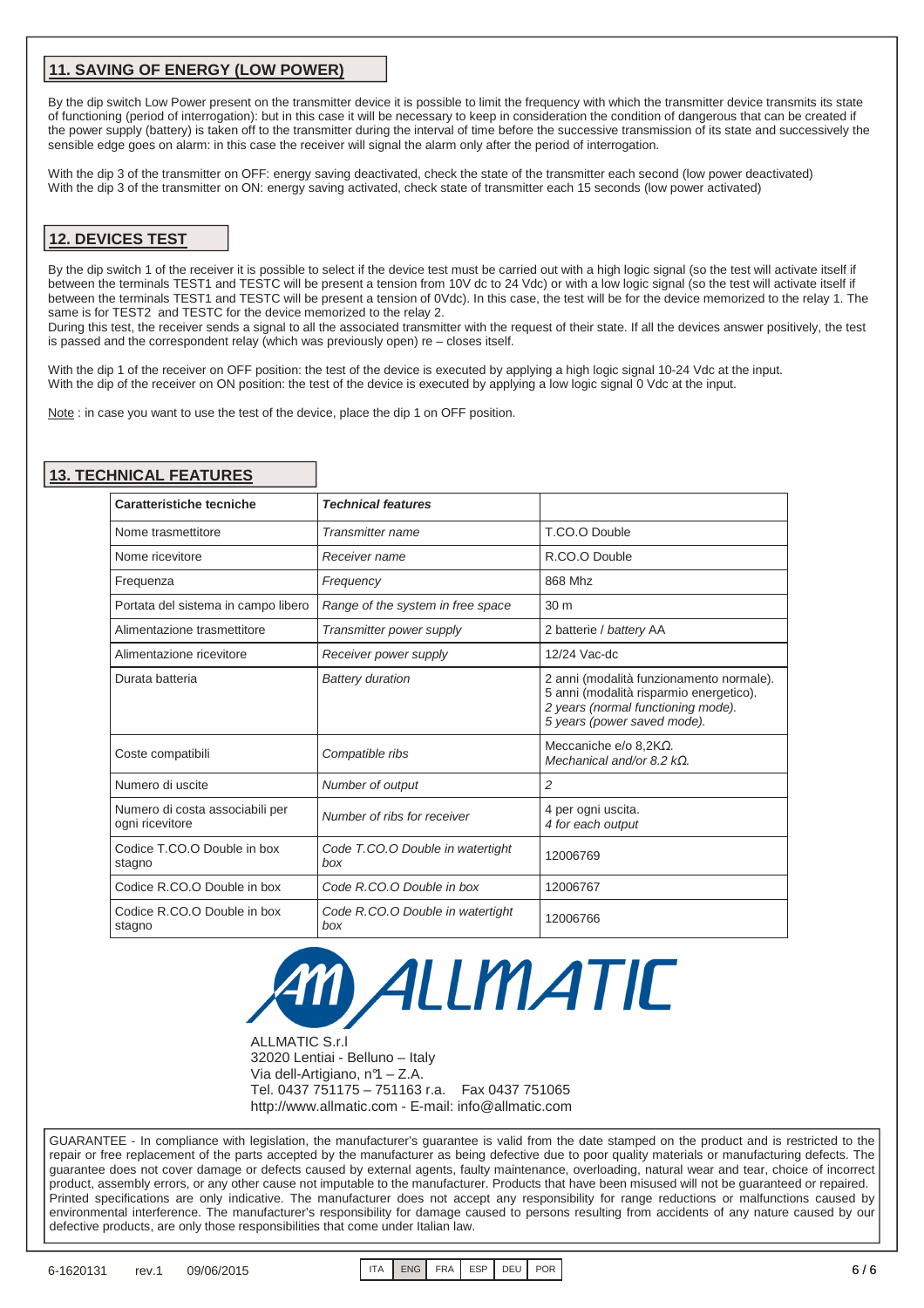## 11. SAVING OF ENERGY (LOW POWER)

By the dip switch Low Power present on the transmitter device it is possible to limit the frequency with which the transmitter device transmits its state of functioning (period of interrogation): but in this case it will be necessary to keep in consideration the condition of dangerous that can be created if the power supply (battery) is taken off to the transmitter during the interval of time before the successive transmission of its state and successively the sensible edge goes on alarm: in this case the receiver will signal the alarm only after the period of interrogation.

With the dip 3 of the transmitter on OFF: energy saving deactivated, check the state of the transmitter each second (low power deactivated)
With the dip 3 of the transmitter on ON: energy saving activated, check state of transmitter each 15 seconds (low power activated)

## 12. DEVICES TEST

By the dip switch 1 of the receiver it is possible to select if the device test must be carried out with a high logic signal (so the test will activate itself if between the terminals TEST1 and TESTC will be present a tension from 10V dc to 24 Vdc) or with a low logic signal (so the test will activate itself if between the terminals TEST1 and TESTC will be present a tension of 0Vdc). In this case, the test will be for the device memorized to the relay 1. The same is for TEST2 and TESTC for the device memorized to the relay 2.
During this test, the receiver sends a signal to all the associated transmitter with the request of their state. If all the devices answer positively, the test is passed and the correspondent relay (which was previously open) re – closes itself.

With the dip 1 of the receiver on OFF position: the test of the device is executed by applying a high logic signal 10-24 Vdc at the input.
With the dip of the receiver on ON position: the test of the device is executed by applying a low logic signal 0 Vdc at the input.

Note : in case you want to use the test of the device, place the dip 1 on OFF position.

## 13. TECHNICAL FEATURES

| Caratteristiche tecniche | *Technical features* | |
|---|---|---|
| Nome trasmettitore | *Transmitter name* | T.CO.O Double |
| Nome ricevitore | *Receiver name* | R.CO.O Double |
| Frequenza | *Frequency* | 868 Mhz |
| Portata del sistema in campo libero | *Range of the system in free space* | 30 m |
| Alimentazione trasmettitore | *Transmitter power supply* | 2 batterie / *battery* AA |
| Alimentazione ricevitore | *Receiver power supply* | 12/24 Vac-dc |
| Durata batteria | *Battery duration* | 2 anni (modalità funzionamento normale). 5 anni (modalità risparmio energetico). *2 years (normal functioning mode). 5 years (power saved mode).* |
| Coste compatibili | *Compatible ribs* | Meccaniche e/o 8,2KΩ. *Mechanical and/or 8.2 kΩ.* |
| Numero di uscite | *Number of output* | *2* |
| Numero di costa associabili per ogni ricevitore | *Number of ribs for receiver* | 4 per ogni uscita. *4 for each output* |
| Codice T.CO.O Double in box stagno | *Code T.CO.O Double in watertight box* | 12006769 |
| Codice R.CO.O Double in box | *Code R.CO.O Double in box* | 12006767 |
| Codice R.CO.O Double in box stagno | *Code R.CO.O Double in watertight box* | 12006766 |

ALLMATIC

ALLMATIC S.r.l
32020 Lentiai - Belluno – Italy
Via dell-Artigiano, n°1 – Z.A.
Tel. 0437 751175 – 751163 r.a. Fax 0437 751065
http://www.allmatic.com - E-mail: info@allmatic.com

GUARANTEE - In compliance with legislation, the manufacturer's guarantee is valid from the date stamped on the product and is restricted to the repair or free replacement of the parts accepted by the manufacturer as being defective due to poor quality materials or manufacturing defects. The guarantee does not cover damage or defects caused by external agents, faulty maintenance, overloading, natural wear and tear, choice of incorrect product, assembly errors, or any other cause not imputable to the manufacturer. Products that have been misused will not be guaranteed or repaired. Printed specifications are only indicative. The manufacturer does not accept any responsibility for range reductions or malfunctions caused by environmental interference. The manufacturer's responsibility for damage caused to persons resulting from accidents of any nature caused by our defective products, are only those responsibilities that come under Italian law.

6-1620131 rev.1 09/06/2015 ITA ENG FRA ESP DEU POR